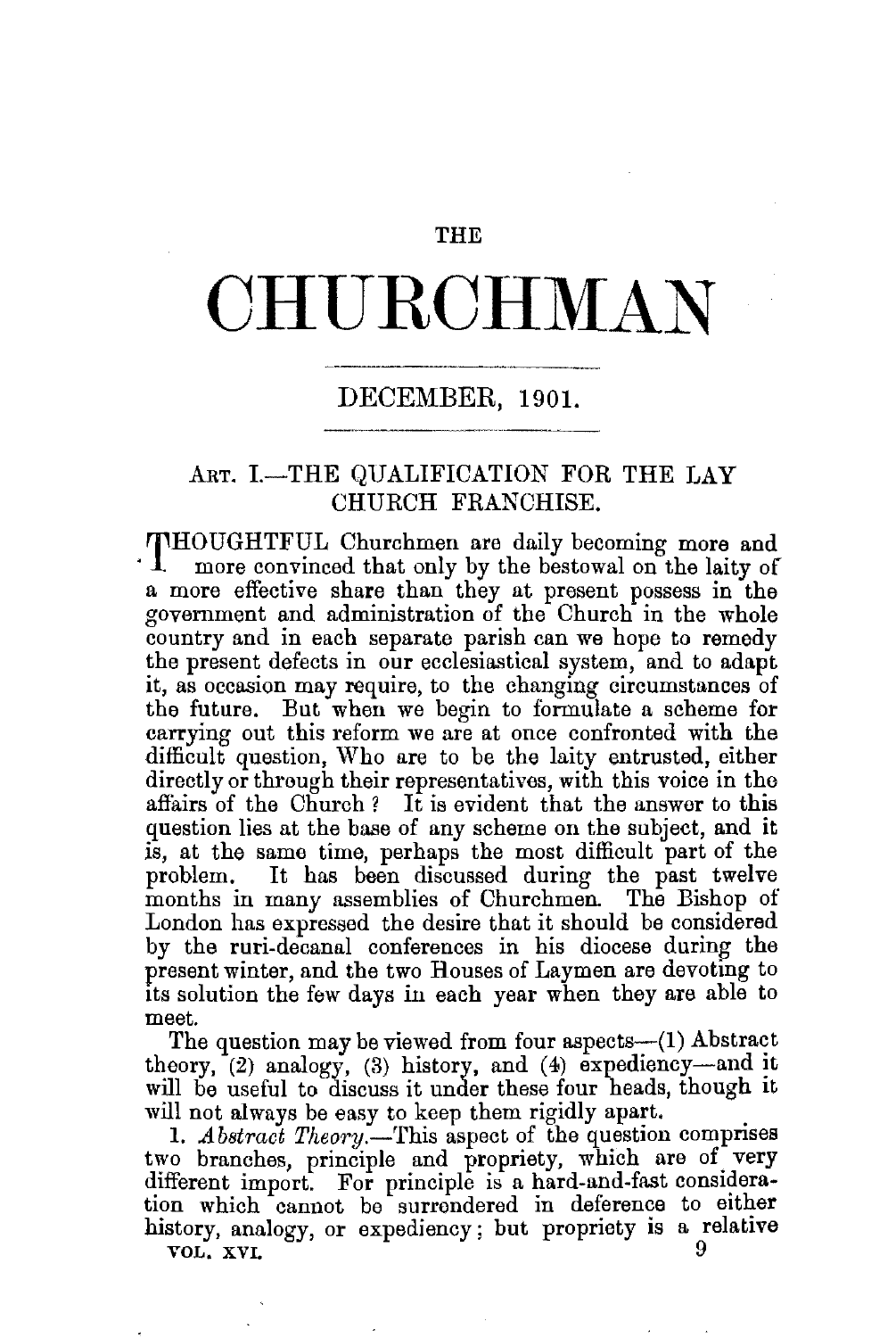THE

# CHURCHMAN

DECEMBER, 1901.

## ART. I.—THE QUALIFICATION FOR THE LAY CHURCH FRANCHISE.

THOUGHTFUL Churchmen are daily becoming more and more convinced that only by the bestowal on the laity of a more effective share than they at present possess in the government and administration of the Church in the whole country and in each separate parish can we hope to remedy the present defects in our ecclesiastical system, and to adapt it, as occasion may require, to the changing circumstances of the future. But when we begin to formulate a scheme for carrying out this reform we are at once confronted with the difficult question, Who are to be the laity entrusted, either directly or through their representatives, with this voice in the affairs of the Church? It is evident that the answer to this question lies at the base of any scheme on the subject, and it is, at the same time, perhaps the most difficult part of the problem. It has been discussed during the past twelve months in many assemblies of Churchmen. The Bishop of London has expressed the desire that it should be considered by the ruri-decanal conferences in his diocese during the present winter, and the two Houses of Laymen are devoting to its solution the few days in each year when they are able to meet.

The question may be viewed from four aspects—(1) Abstract theory, (2) analogy, (3) history, and (4) expediency—and it will be useful to discuss it under these four heads, though it will not always be easy to keep them rigidly apart.

1. *Abstract Theory.*—This aspect of the question comprises two branches, principle and propriety, which are of very different import. For principle is a hard-and-fast consideration which cannot be surrendered in deference to either history, analogy, or expediency; but propriety is a relative

VOL. XVI.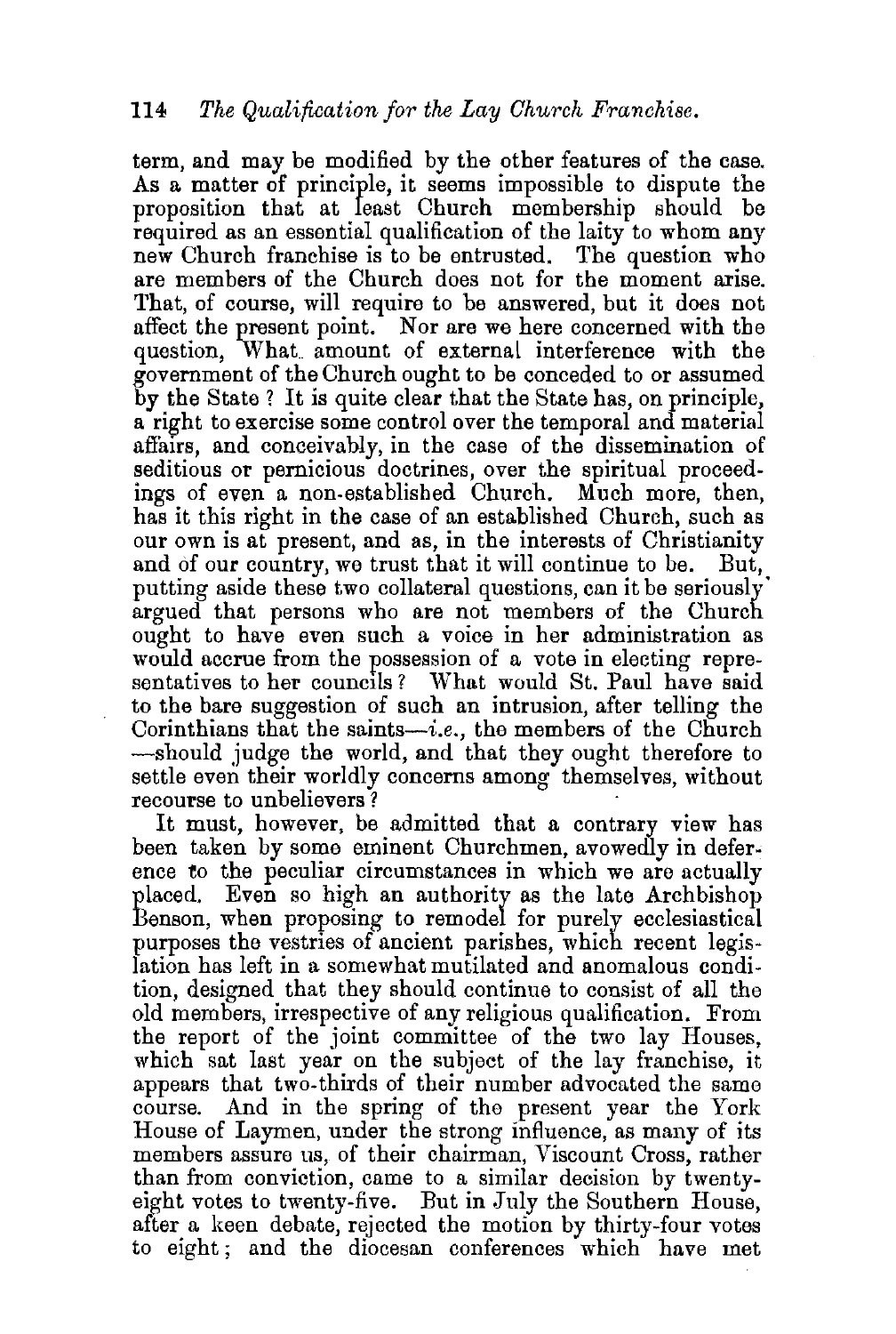term, and may be modified by the other features of the case. As a matter of principle, it seems impossible to dispute the proposition that at least Church membership should be required as an essential qualification of the laity to whom any new Church franchise is to be entrusted. The question who are members of the Church does not for the moment arise. That, of course, will require to be answered, but it does not affect the present point. Nor are we here concerned with the question, What amount of external interference with the government of the Church ought to be conceded to or assumed by the State? It is quite clear that the State has, on principle, a right to exercise some control over the temporal and material affairs, and conceivably, in the case of the dissemination of seditious or pernicious doctrines, over the spiritual proceedings of even a non-established Church. Much more, then, has it this right in the case of an established Church, such as our own is at present, and as, in the interests of Christianity and of our country, we trust that it will continue to be. But, putting aside these two collateral questions, can it be seriously argued that persons who are not members of the Church ought to have even such a voice in her administration as would accrue from the possession of a vote in electing representatives to her councils? What would St. Paul have said to the bare suggestion of such an intrusion, after telling the Corinthians that the saints—*i.e.*, the members of the Church—should judge the world, and that they ought therefore to settle even their worldly concerns among themselves, without recourse to unbelievers?

It must, however, be admitted that a contrary view has been taken by some eminent Churchmen, avowedly in deference to the peculiar circumstances in which we are actually placed. Even so high an authority as the late Archbishop Benson, when proposing to remodel for purely ecclesiastical purposes the vestries of ancient parishes, which recent legislation has left in a somewhat mutilated and anomalous condition, designed that they should continue to consist of all the old members, irrespective of any religious qualification. From the report of the joint committee of the two lay Houses, which sat last year on the subject of the lay franchise, it appears that two-thirds of their number advocated the same course. And in the spring of the present year the York House of Laymen, under the strong influence, as many of its members assure us, of their chairman, Viscount Cross, rather than from conviction, came to a similar decision by twenty-eight votes to twenty-five. But in July the Southern House, after a keen debate, rejected the motion by thirty-four votes to eight; and the diocesan conferences which have met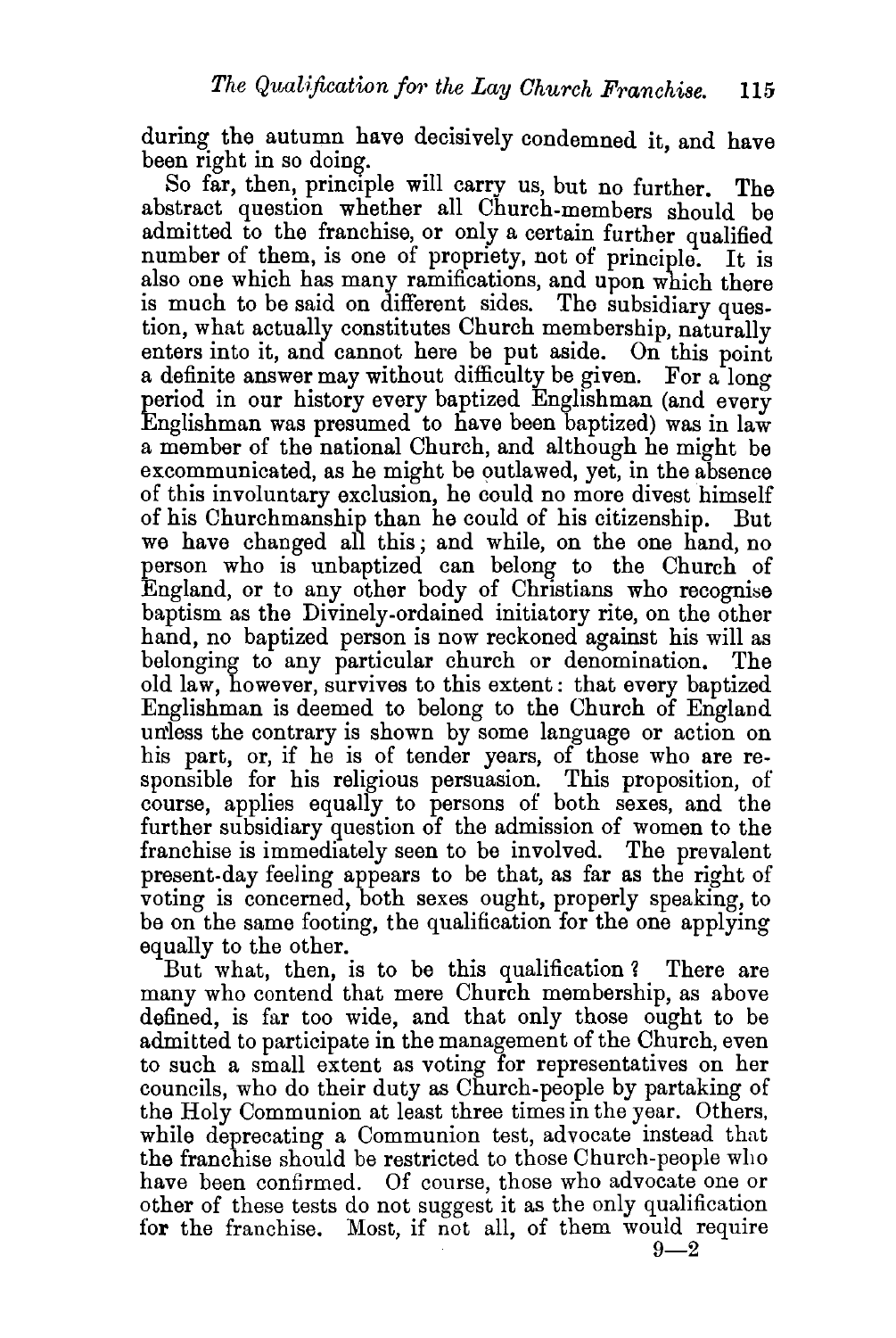during the autumn have decisively condemned it, and have been right in so doing.

So far, then, principle will carry us, but no further. The abstract question whether all Church-members should be admitted to the franchise, or only a certain further qualified number of them, is one of propriety, not of principle. It is also one which has many ramifications, and upon which there is much to be said on different sides. The subsidiary question, what actually constitutes Church membership, naturally enters into it, and cannot here be put aside. On this point a definite answer may without difficulty be given. For a long period in our history every baptized Englishman (and every Englishman was presumed to have been baptized) was in law a member of the national Church, and although he might be excommunicated, as he might be outlawed, yet, in the absence of this involuntary exclusion, he could no more divest himself of his Churchmanship than he could of his citizenship. But we have changed all this; and while, on the one hand, no person who is unbaptized can belong to the Church of England, or to any other body of Christians who recognise baptism as the Divinely-ordained initiatory rite, on the other hand, no baptized person is now reckoned against his will as belonging to any particular church or denomination. The old law, however, survives to this extent: that every baptized Englishman is deemed to belong to the Church of England unless the contrary is shown by some language or action on his part, or, if he is of tender years, of those who are responsible for his religious persuasion. This proposition, of course, applies equally to persons of both sexes, and the further subsidiary question of the admission of women to the franchise is immediately seen to be involved. The prevalent present-day feeling appears to be that, as far as the right of voting is concerned, both sexes ought, properly speaking, to be on the same footing, the qualification for the one applying equally to the other.

But what, then, is to be this qualification? There are many who contend that mere Church membership, as above defined, is far too wide, and that only those ought to be admitted to participate in the management of the Church, even to such a small extent as voting for representatives on her councils, who do their duty as Church-people by partaking of the Holy Communion at least three times in the year. Others, while deprecating a Communion test, advocate instead that the franchise should be restricted to those Church-people who have been confirmed. Of course, those who advocate one or other of these tests do not suggest it as the only qualification for the franchise. Most, if not all, of them would require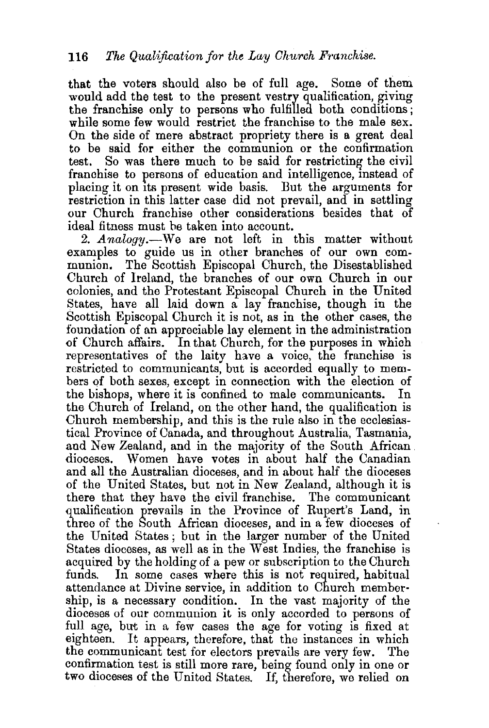that the voters should also be of full age. Some of them would add the test to the present vestry qualification, giving the franchise only to persons who fulfilled both conditions; while some few would restrict the franchise to the male sex. On the side of mere abstract propriety there is a great deal to be said for either the communion or the confirmation test. So was there much to be said for restricting the civil franchise to persons of education and intelligence, instead of placing it on its present wide basis. But the arguments for restriction in this latter case did not prevail, and in settling our Church franchise other considerations besides that of ideal fitness must be taken into account.

2. *Analogy*.—We are not left in this matter without examples to guide us in other branches of our own communion. The Scottish Episcopal Church, the Disestablished Church of Ireland, the branches of our own Church in our colonies, and the Protestant Episcopal Church in the United States, have all laid down a lay franchise, though in the Scottish Episcopal Church it is not, as in the other cases, the foundation of an appreciable lay element in the administration of Church affairs. In that Church, for the purposes in which representatives of the laity have a voice, the franchise is restricted to communicants, but is accorded equally to members of both sexes, except in connection with the election of the bishops, where it is confined to male communicants. In the Church of Ireland, on the other hand, the qualification is Church membership, and this is the rule also in the ecclesiastical Province of Canada, and throughout Australia, Tasmania, and New Zealand, and in the majority of the South African dioceses. Women have votes in about half the Canadian and all the Australian dioceses, and in about half the dioceses of the United States, but not in New Zealand, although it is there that they have the civil franchise. The communicant qualification prevails in the Province of Rupert's Land, in three of the South African dioceses, and in a few dioceses of the United States; but in the larger number of the United States dioceses, as well as in the West Indies, the franchise is acquired by the holding of a pew or subscription to the Church funds. In some cases where this is not required, habitual attendance at Divine service, in addition to Church membership, is a necessary condition. In the vast majority of the dioceses of our communion it is only accorded to persons of full age, but in a few cases the age for voting is fixed at eighteen. It appears, therefore, that the instances in which the communicant test for electors prevails are very few. The confirmation test is still more rare, being found only in one or two dioceses of the United States. If, therefore, we relied on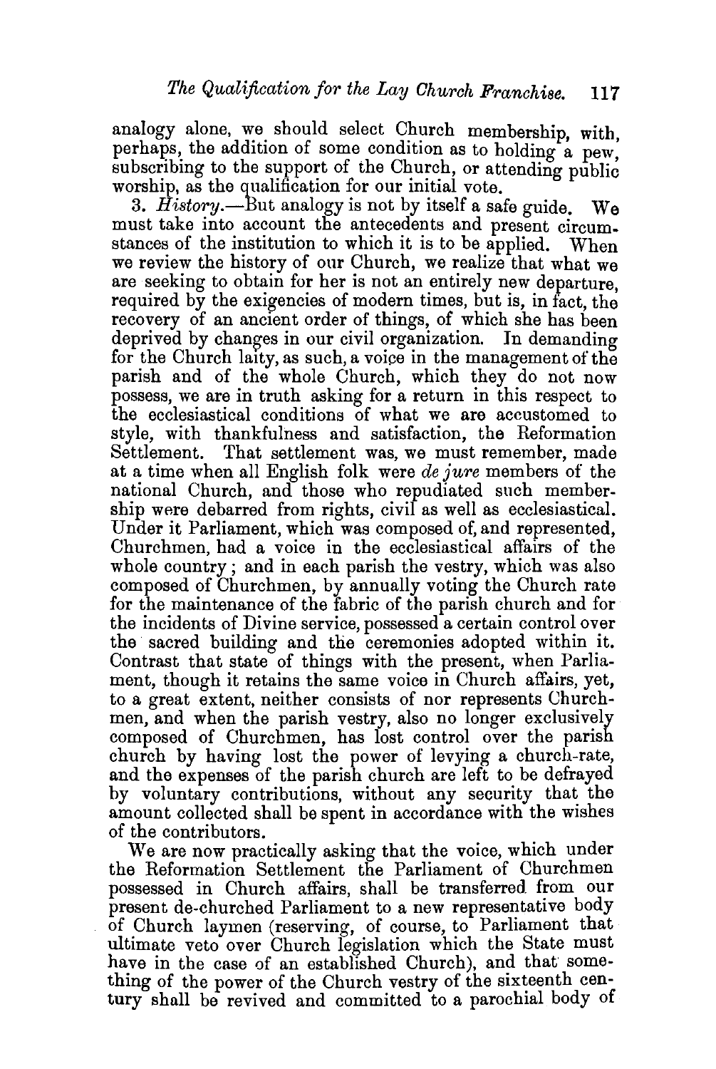analogy alone, we should select Church membership, with, perhaps, the addition of some condition as to holding a pew, subscribing to the support of the Church, or attending public worship, as the qualification for our initial vote.

3. *History*.—But analogy is not by itself a safe guide. We must take into account the antecedents and present circumstances of the institution to which it is to be applied. When we review the history of our Church, we realize that what we are seeking to obtain for her is not an entirely new departure, required by the exigencies of modern times, but is, in fact, the recovery of an ancient order of things, of which she has been deprived by changes in our civil organization. In demanding for the Church laity, as such, a voice in the management of the parish and of the whole Church, which they do not now possess, we are in truth asking for a return in this respect to the ecclesiastical conditions of what we are accustomed to style, with thankfulness and satisfaction, the Reformation Settlement. That settlement was, we must remember, made at a time when all English folk were *de jure* members of the national Church, and those who repudiated such membership were debarred from rights, civil as well as ecclesiastical. Under it Parliament, which was composed of, and represented, Churchmen, had a voice in the ecclesiastical affairs of the whole country; and in each parish the vestry, which was also composed of Churchmen, by annually voting the Church rate for the maintenance of the fabric of the parish church and for the incidents of Divine service, possessed a certain control over the sacred building and the ceremonies adopted within it. Contrast that state of things with the present, when Parliament, though it retains the same voice in Church affairs, yet, to a great extent, neither consists of nor represents Churchmen, and when the parish vestry, also no longer exclusively composed of Churchmen, has lost control over the parish church by having lost the power of levying a church-rate, and the expenses of the parish church are left to be defrayed by voluntary contributions, without any security that the amount collected shall be spent in accordance with the wishes of the contributors.

We are now practically asking that the voice, which under the Reformation Settlement the Parliament of Churchmen possessed in Church affairs, shall be transferred from our present de-churched Parliament to a new representative body of Church laymen (reserving, of course, to Parliament that ultimate veto over Church legislation which the State must have in the case of an established Church), and that something of the power of the Church vestry of the sixteenth century shall be revived and committed to a parochial body of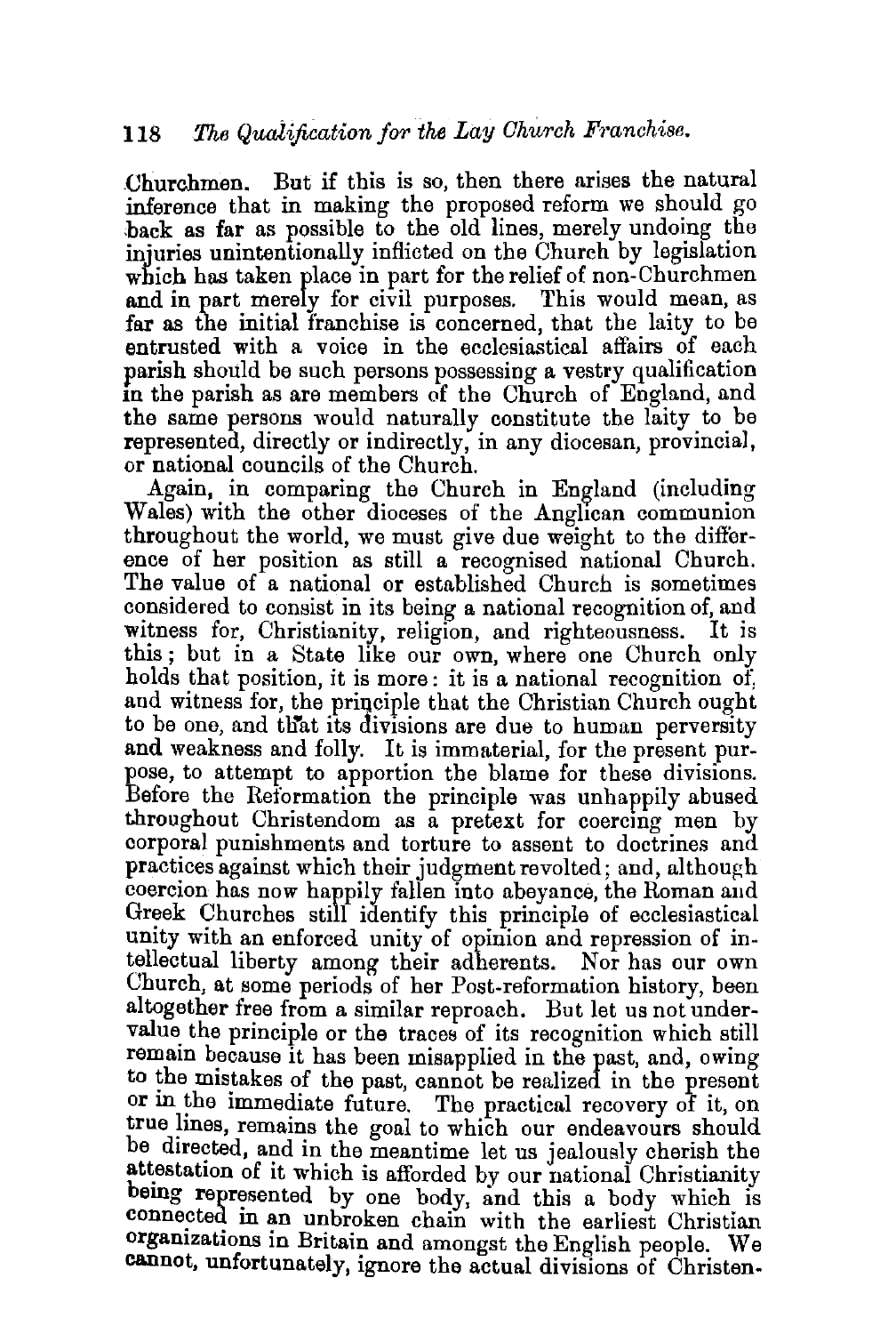Churchmen. But if this is so, then there arises the natural inference that in making the proposed reform we should go back as far as possible to the old lines, merely undoing the injuries unintentionally inflicted on the Church by legislation which has taken place in part for the relief of non-Churchmen and in part merely for civil purposes. This would mean, as far as the initial franchise is concerned, that the laity to be entrusted with a voice in the ecclesiastical affairs of each parish should be such persons possessing a vestry qualification in the parish as are members of the Church of England, and the same persons would naturally constitute the laity to be represented, directly or indirectly, in any diocesan, provincial, or national councils of the Church.

Again, in comparing the Church in England (including Wales) with the other dioceses of the Anglican communion throughout the world, we must give due weight to the difference of her position as still a recognised national Church. The value of a national or established Church is sometimes considered to consist in its being a national recognition of, and witness for, Christianity, religion, and righteousness. It is this; but in a State like our own, where one Church only holds that position, it is more: it is a national recognition of, and witness for, the principle that the Christian Church ought to be one, and that its divisions are due to human perversity and weakness and folly. It is immaterial, for the present purpose, to attempt to apportion the blame for these divisions. Before the Reformation the principle was unhappily abused throughout Christendom as a pretext for coercing men by corporal punishments and torture to assent to doctrines and practices against which their judgment revolted; and, although coercion has now happily fallen into abeyance, the Roman and Greek Churches still identify this principle of ecclesiastical unity with an enforced unity of opinion and repression of intellectual liberty among their adherents. Nor has our own Church, at some periods of her Post-reformation history, been altogether free from a similar reproach. But let us not undervalue the principle or the traces of its recognition which still remain because it has been misapplied in the past, and, owing to the mistakes of the past, cannot be realized in the present or in the immediate future. The practical recovery of it, on true lines, remains the goal to which our endeavours should be directed, and in the meantime let us jealously cherish the attestation of it which is afforded by our national Christianity being represented by one body, and this a body which is connected in an unbroken chain with the earliest Christian organizations in Britain and amongst the English people. We cannot, unfortunately, ignore the actual divisions of Christen-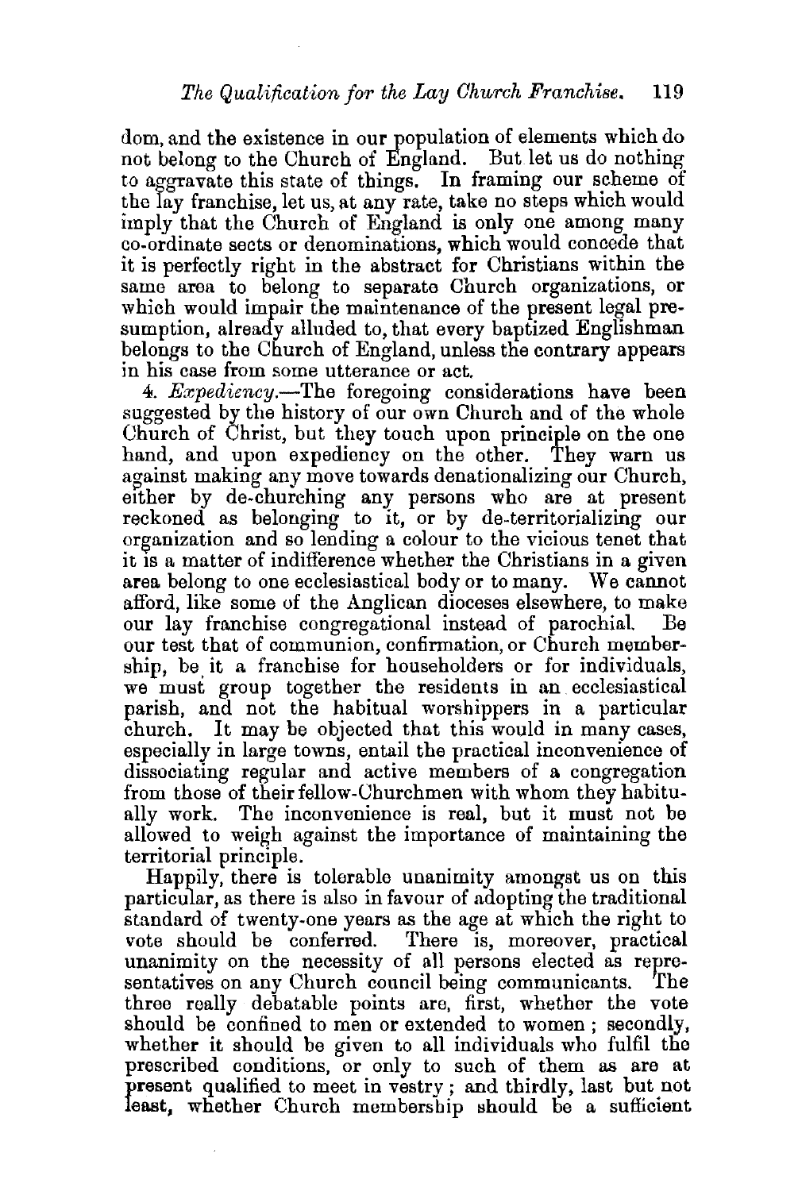dom, and the existence in our population of elements which do not belong to the Church of England. But let us do nothing to aggravate this state of things. In framing our scheme of the lay franchise, let us, at any rate, take no steps which would imply that the Church of England is only one among many co-ordinate sects or denominations, which would concede that it is perfectly right in the abstract for Christians within the same area to belong to separate Church organizations, or which would impair the maintenance of the present legal presumption, already alluded to, that every baptized Englishman belongs to the Church of England, unless the contrary appears in his case from some utterance or act.

4. *Expediency.*—The foregoing considerations have been suggested by the history of our own Church and of the whole Church of Christ, but they touch upon principle on the one hand, and upon expediency on the other. They warn us against making any move towards denationalizing our Church, either by de-churching any persons who are at present reckoned as belonging to it, or by de-territorializing our organization and so lending a colour to the vicious tenet that it is a matter of indifference whether the Christians in a given area belong to one ecclesiastical body or to many. We cannot afford, like some of the Anglican dioceses elsewhere, to make our lay franchise congregational instead of parochial. Be our test that of communion, confirmation, or Church membership, be it a franchise for householders or for individuals, we must group together the residents in an ecclesiastical parish, and not the habitual worshippers in a particular church. It may be objected that this would in many cases, especially in large towns, entail the practical inconvenience of dissociating regular and active members of a congregation from those of their fellow-Churchmen with whom they habitually work. The inconvenience is real, but it must not be allowed to weigh against the importance of maintaining the territorial principle.

Happily, there is tolerable unanimity amongst us on this particular, as there is also in favour of adopting the traditional standard of twenty-one years as the age at which the right to vote should be conferred. There is, moreover, practical unanimity on the necessity of all persons elected as representatives on any Church council being communicants. The three really debatable points are, first, whether the vote should be confined to men or extended to women; secondly, whether it should be given to all individuals who fulfil the prescribed conditions, or only to such of them as are at present qualified to meet in vestry; and thirdly, last but not least, whether Church membership should be a sufficient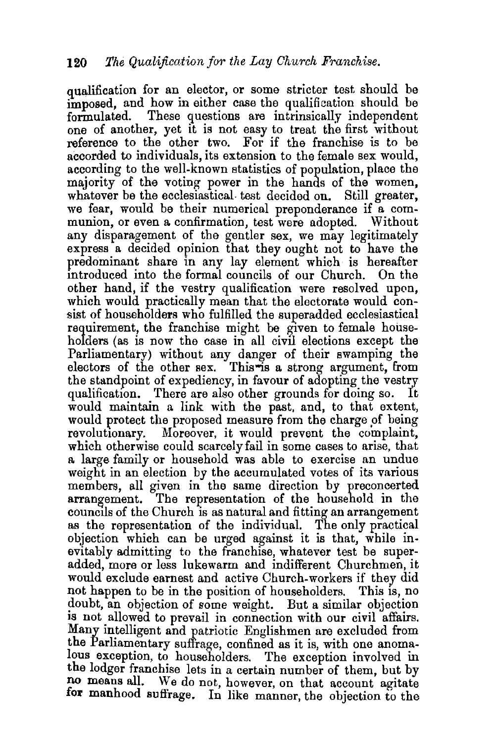qualification for an elector, or some stricter test should be imposed, and how in either case the qualification should be formulated. These questions are intrinsically independent one of another, yet it is not easy to treat the first without reference to the other two. For if the franchise is to be accorded to individuals, its extension to the female sex would, according to the well-known statistics of population, place the majority of the voting power in the hands of the women, whatever be the ecclesiastical test decided on. Still greater, we fear, would be their numerical preponderance if a communion, or even a confirmation, test were adopted. Without any disparagement of the gentler sex, we may legitimately express a decided opinion that they ought not to have the predominant share in any lay element which is hereafter introduced into the formal councils of our Church. On the other hand, if the vestry qualification were resolved upon, which would practically mean that the electorate would consist of householders who fulfilled the superadded ecclesiastical requirement, the franchise might be given to female householders (as is now the case in all civil elections except the Parliamentary) without any danger of their swamping the electors of the other sex. This is a strong argument, from the standpoint of expediency, in favour of adopting the vestry qualification. There are also other grounds for doing so. It would maintain a link with the past, and, to that extent, would protect the proposed measure from the charge of being revolutionary. Moreover, it would prevent the complaint, which otherwise could scarcely fail in some cases to arise, that a large family or household was able to exercise an undue weight in an election by the accumulated votes of its various members, all given in the same direction by preconcerted arrangement. The representation of the household in the councils of the Church is as natural and fitting an arrangement as the representation of the individual. The only practical objection which can be urged against it is that, while inevitably admitting to the franchise, whatever test be superadded, more or less lukewarm and indifferent Churchmen, it would exclude earnest and active Church-workers if they did not happen to be in the position of householders. This is, no doubt, an objection of some weight. But a similar objection is not allowed to prevail in connection with our civil affairs. Many intelligent and patriotic Englishmen are excluded from the Parliamentary suffrage, confined as it is, with one anomalous exception, to householders. The exception involved in the lodger franchise lets in a certain number of them, but by no means all. We do not, however, on that account agitate for manhood suffrage. In like manner, the objection to the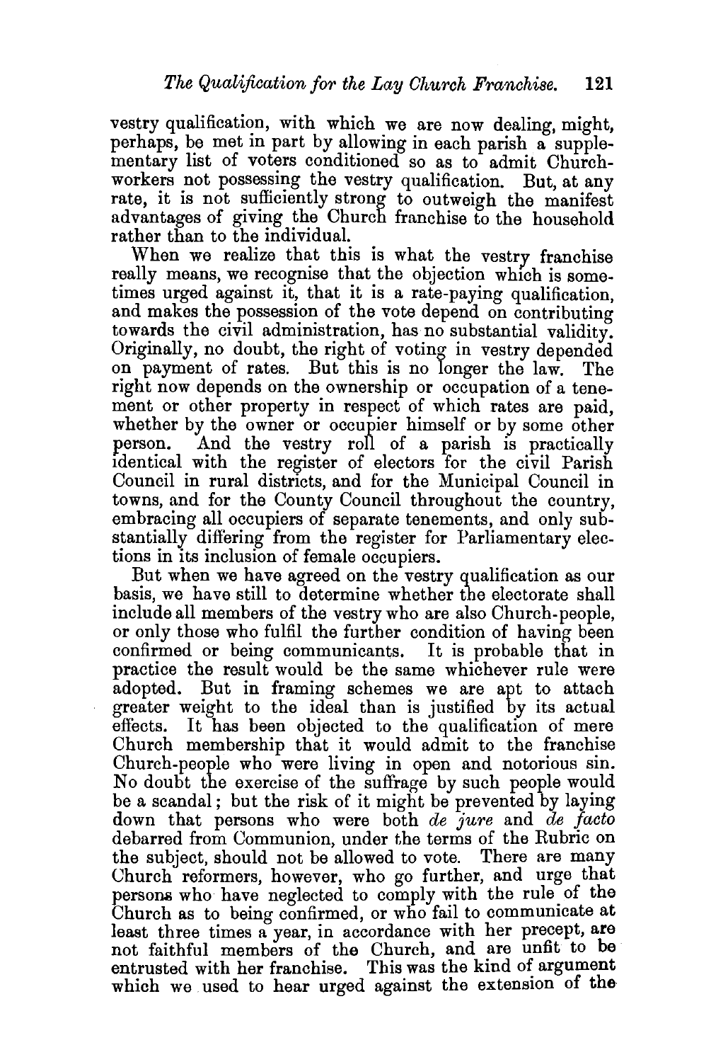vestry qualification, with which we are now dealing, might, perhaps, be met in part by allowing in each parish a supplementary list of voters conditioned so as to admit Church-workers not possessing the vestry qualification. But, at any rate, it is not sufficiently strong to outweigh the manifest advantages of giving the Church franchise to the household rather than to the individual.

When we realize that this is what the vestry franchise really means, we recognise that the objection which is sometimes urged against it, that it is a rate-paying qualification, and makes the possession of the vote depend on contributing towards the civil administration, has no substantial validity. Originally, no doubt, the right of voting in vestry depended on payment of rates. But this is no longer the law. The right now depends on the ownership or occupation of a tenement or other property in respect of which rates are paid, whether by the owner or occupier himself or by some other person. And the vestry roll of a parish is practically identical with the register of electors for the civil Parish Council in rural districts, and for the Municipal Council in towns, and for the County Council throughout the country, embracing all occupiers of separate tenements, and only substantially differing from the register for Parliamentary elections in its inclusion of female occupiers.

But when we have agreed on the vestry qualification as our basis, we have still to determine whether the electorate shall include all members of the vestry who are also Church-people, or only those who fulfil the further condition of having been confirmed or being communicants. It is probable that in practice the result would be the same whichever rule were adopted. But in framing schemes we are apt to attach greater weight to the ideal than is justified by its actual effects. It has been objected to the qualification of mere Church membership that it would admit to the franchise Church-people who were living in open and notorious sin. No doubt the exercise of the suffrage by such people would be a scandal; but the risk of it might be prevented by laying down that persons who were both *de jure* and *de facto* debarred from Communion, under the terms of the Rubric on the subject, should not be allowed to vote. There are many Church reformers, however, who go further, and urge that persons who have neglected to comply with the rule of the Church as to being confirmed, or who fail to communicate at least three times a year, in accordance with her precept, are not faithful members of the Church, and are unfit to be entrusted with her franchise. This was the kind of argument which we used to hear urged against the extension of the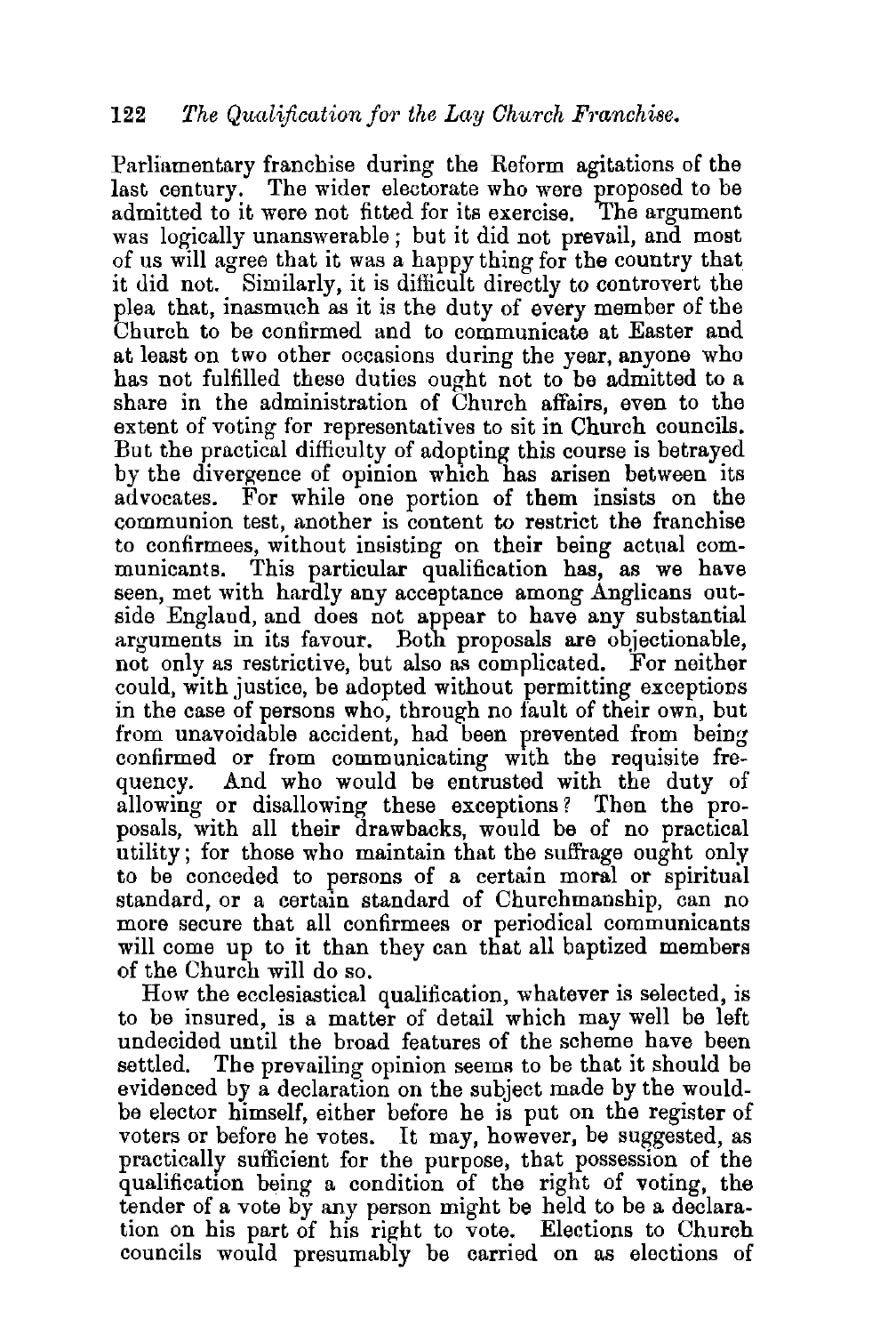Parliamentary franchise during the Reform agitations of the last century. The wider electorate who were proposed to be admitted to it were not fitted for its exercise. The argument was logically unanswerable; but it did not prevail, and most of us will agree that it was a happy thing for the country that it did not. Similarly, it is difficult directly to controvert the plea that, inasmuch as it is the duty of every member of the Church to be confirmed and to communicate at Easter and at least on two other occasions during the year, anyone who has not fulfilled these duties ought not to be admitted to a share in the administration of Church affairs, even to the extent of voting for representatives to sit in Church councils. But the practical difficulty of adopting this course is betrayed by the divergence of opinion which has arisen between its advocates. For while one portion of them insists on the communion test, another is content to restrict the franchise to confirmees, without insisting on their being actual communicants. This particular qualification has, as we have seen, met with hardly any acceptance among Anglicans outside England, and does not appear to have any substantial arguments in its favour. Both proposals are objectionable, not only as restrictive, but also as complicated. For neither could, with justice, be adopted without permitting exceptions in the case of persons who, through no fault of their own, but from unavoidable accident, had been prevented from being confirmed or from communicating with the requisite frequency. And who would be entrusted with the duty of allowing or disallowing these exceptions? Then the proposals, with all their drawbacks, would be of no practical utility; for those who maintain that the suffrage ought only to be conceded to persons of a certain moral or spiritual standard, or a certain standard of Churchmanship, can no more secure that all confirmees or periodical communicants will come up to it than they can that all baptized members of the Church will do so.

How the ecclesiastical qualification, whatever is selected, is to be insured, is a matter of detail which may well be left undecided until the broad features of the scheme have been settled. The prevailing opinion seems to be that it should be evidenced by a declaration on the subject made by the would-be elector himself, either before he is put on the register of voters or before he votes. It may, however, be suggested, as practically sufficient for the purpose, that possession of the qualification being a condition of the right of voting, the tender of a vote by any person might be held to be a declaration on his part of his right to vote. Elections to Church councils would presumably be carried on as elections of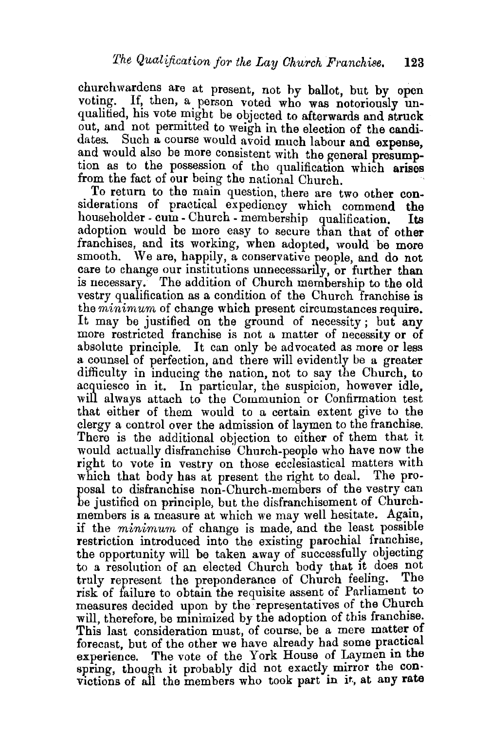churchwardens are at present, not by ballot, but by open voting. If, then, a person voted who was notoriously unqualified, his vote might be objected to afterwards and struck out, and not permitted to weigh in the election of the candidates. Such a course would avoid much labour and expense, and would also be more consistent with the general presumption as to the possession of the qualification which arises from the fact of our being the national Church.

To return to the main question, there are two other considerations of practical expediency which commend the householder-cum-Church-membership qualification. Its adoption would be more easy to secure than that of other franchises, and its working, when adopted, would be more smooth. We are, happily, a conservative people, and do not care to change our institutions unnecessarily, or further than is necessary. The addition of Church membership to the old vestry qualification as a condition of the Church franchise is the *minimum* of change which present circumstances require. It may be justified on the ground of necessity; but any more restricted franchise is not a matter of necessity or of absolute principle. It can only be advocated as more or less a counsel of perfection, and there will evidently be a greater difficulty in inducing the nation, not to say the Church, to acquiesce in it. In particular, the suspicion, however idle, will always attach to the Communion or Confirmation test that either of them would to a certain extent give to the clergy a control over the admission of laymen to the franchise. There is the additional objection to either of them that it would actually disfranchise Church-people who have now the right to vote in vestry on those ecclesiastical matters with which that body has at present the right to deal. The proposal to disfranchise non-Church-members of the vestry can be justified on principle, but the disfranchisement of Church-members is a measure at which we may well hesitate. Again, if the *minimum* of change is made, and the least possible restriction introduced into the existing parochial franchise, the opportunity will be taken away of successfully objecting to a resolution of an elected Church body that it does not truly represent the preponderance of Church feeling. The risk of failure to obtain the requisite assent of Parliament to measures decided upon by the representatives of the Church will, therefore, be minimized by the adoption of this franchise. This last consideration must, of course, be a mere matter of forecast, but of the other we have already had some practical experience. The vote of the York House of Laymen in the spring, though it probably did not exactly mirror the convictions of all the members who took part in it, at any rate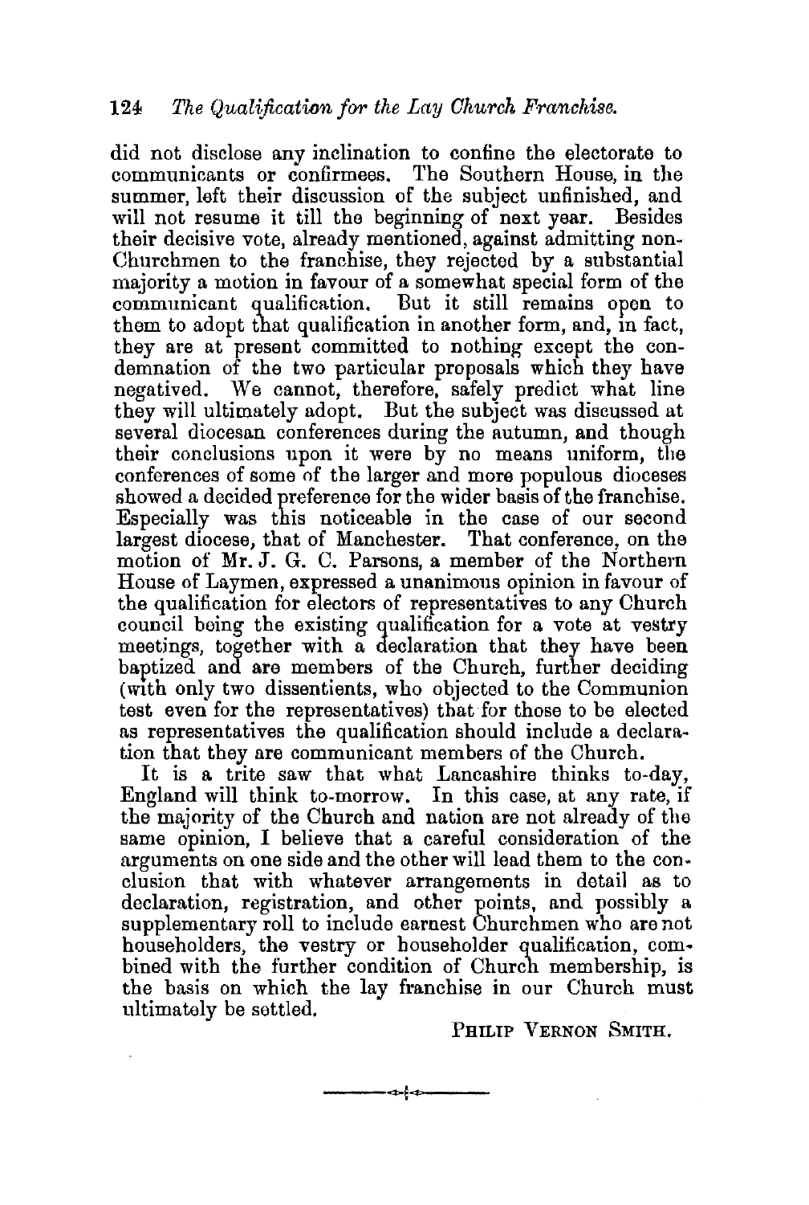did not disclose any inclination to confine the electorate to communicants or confirmees. The Southern House, in the summer, left their discussion of the subject unfinished, and will not resume it till the beginning of next year. Besides their decisive vote, already mentioned, against admitting non-Churchmen to the franchise, they rejected by a substantial majority a motion in favour of a somewhat special form of the communicant qualification. But it still remains open to them to adopt that qualification in another form, and, in fact, they are at present committed to nothing except the condemnation of the two particular proposals which they have negatived. We cannot, therefore, safely predict what line they will ultimately adopt. But the subject was discussed at several diocesan conferences during the autumn, and though their conclusions upon it were by no means uniform, the conferences of some of the larger and more populous dioceses showed a decided preference for the wider basis of the franchise. Especially was this noticeable in the case of our second largest diocese, that of Manchester. That conference, on the motion of Mr. J. G. C. Parsons, a member of the Northern House of Laymen, expressed a unanimous opinion in favour of the qualification for electors of representatives to any Church council being the existing qualification for a vote at vestry meetings, together with a declaration that they have been baptized and are members of the Church, further deciding (with only two dissentients, who objected to the Communion test even for the representatives) that for those to be elected as representatives the qualification should include a declaration that they are communicant members of the Church.

It is a trite saw that what Lancashire thinks to-day, England will think to-morrow. In this case, at any rate, if the majority of the Church and nation are not already of the same opinion, I believe that a careful consideration of the arguments on one side and the other will lead them to the conclusion that with whatever arrangements in detail as to declaration, registration, and other points, and possibly a supplementary roll to include earnest Churchmen who are not householders, the vestry or householder qualification, combined with the further condition of Church membership, is the basis on which the lay franchise in our Church must ultimately be settled.

PHILIP VERNON SMITH.